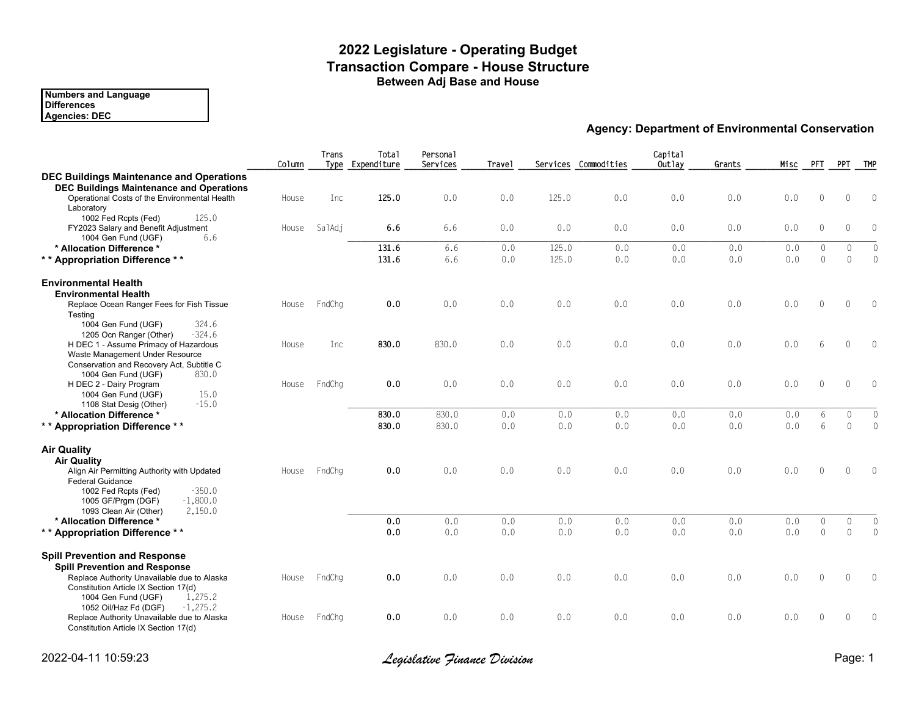# 2022 Legislature - Operating Budget
## Transaction Compare - House Structure
### Between Adj Base and House

**Numbers and Language Differences**
**Agencies: DEC**

**Agency: Department of Environmental Conservation**

| | Column | Trans Type | Total Expenditure | Personal Services | Travel | Services | Commodities | Capital Outlay | Grants | Misc | PFT | PPT | TMP |
|---|---|---|---|---|---|---|---|---|---|---|---|---|---|
| **DEC Buildings Maintenance and Operations** | | | | | | | | | | | | | |
| **DEC Buildings Maintenance and Operations** | | | | | | | | | | | | | |
| Operational Costs of the Environmental Health Laboratory | House | Inc | **125.0** | 0.0 | 0.0 | 125.0 | 0.0 | 0.0 | 0.0 | 0.0 | 0 | 0 | 0 |
| 1002 Fed Rcpts (Fed) 125.0 | | | | | | | | | | | | | |
| FY2023 Salary and Benefit Adjustment | House | SalAdj | **6.6** | 6.6 | 0.0 | 0.0 | 0.0 | 0.0 | 0.0 | 0.0 | 0 | 0 | 0 |
| 1004 Gen Fund (UGF) 6.6 | | | | | | | | | | | | | |
| **\* Allocation Difference \*** | | | **131.6** | 6.6 | 0.0 | 125.0 | 0.0 | 0.0 | 0.0 | 0.0 | 0 | 0 | 0 |
| **\* \* Appropriation Difference \* \*** | | | **131.6** | 6.6 | 0.0 | 125.0 | 0.0 | 0.0 | 0.0 | 0.0 | 0 | 0 | 0 |
| **Environmental Health** | | | | | | | | | | | | | |
| **Environmental Health** | | | | | | | | | | | | | |
| Replace Ocean Ranger Fees for Fish Tissue Testing | House | FndChg | **0.0** | 0.0 | 0.0 | 0.0 | 0.0 | 0.0 | 0.0 | 0.0 | 0 | 0 | 0 |
| 1004 Gen Fund (UGF) 324.6 | | | | | | | | | | | | | |
| 1205 Ocn Ranger (Other) -324.6 | | | | | | | | | | | | | |
| H DEC 1 - Assume Primacy of Hazardous Waste Management Under Resource Conservation and Recovery Act, Subtitle C | House | Inc | **830.0** | 830.0 | 0.0 | 0.0 | 0.0 | 0.0 | 0.0 | 0.0 | 6 | 0 | 0 |
| 1004 Gen Fund (UGF) 830.0 | | | | | | | | | | | | | |
| H DEC 2 - Dairy Program | House | FndChg | **0.0** | 0.0 | 0.0 | 0.0 | 0.0 | 0.0 | 0.0 | 0.0 | 0 | 0 | 0 |
| 1004 Gen Fund (UGF) 15.0 | | | | | | | | | | | | | |
| 1108 Stat Desig (Other) -15.0 | | | | | | | | | | | | | |
| **\* Allocation Difference \*** | | | **830.0** | 830.0 | 0.0 | 0.0 | 0.0 | 0.0 | 0.0 | 0.0 | 6 | 0 | 0 |
| **\* \* Appropriation Difference \* \*** | | | **830.0** | 830.0 | 0.0 | 0.0 | 0.0 | 0.0 | 0.0 | 0.0 | 6 | 0 | 0 |
| **Air Quality** | | | | | | | | | | | | | |
| **Air Quality** | | | | | | | | | | | | | |
| Align Air Permitting Authority with Updated Federal Guidance | House | FndChg | **0.0** | 0.0 | 0.0 | 0.0 | 0.0 | 0.0 | 0.0 | 0.0 | 0 | 0 | 0 |
| 1002 Fed Rcpts (Fed) -350.0 | | | | | | | | | | | | | |
| 1005 GF/Prgm (DGF) -1,800.0 | | | | | | | | | | | | | |
| 1093 Clean Air (Other) 2,150.0 | | | | | | | | | | | | | |
| **\* Allocation Difference \*** | | | **0.0** | 0.0 | 0.0 | 0.0 | 0.0 | 0.0 | 0.0 | 0.0 | 0 | 0 | 0 |
| **\* \* Appropriation Difference \* \*** | | | **0.0** | 0.0 | 0.0 | 0.0 | 0.0 | 0.0 | 0.0 | 0.0 | 0 | 0 | 0 |
| **Spill Prevention and Response** | | | | | | | | | | | | | |
| **Spill Prevention and Response** | | | | | | | | | | | | | |
| Replace Authority Unavailable due to Alaska Constitution Article IX Section 17(d) | House | FndChg | **0.0** | 0.0 | 0.0 | 0.0 | 0.0 | 0.0 | 0.0 | 0.0 | 0 | 0 | 0 |
| 1004 Gen Fund (UGF) 1,275.2 | | | | | | | | | | | | | |
| 1052 Oil/Haz Fd (DGF) -1,275.2 | | | | | | | | | | | | | |
| Replace Authority Unavailable due to Alaska Constitution Article IX Section 17(d) | House | FndChg | **0.0** | 0.0 | 0.0 | 0.0 | 0.0 | 0.0 | 0.0 | 0.0 | 0 | 0 | 0 |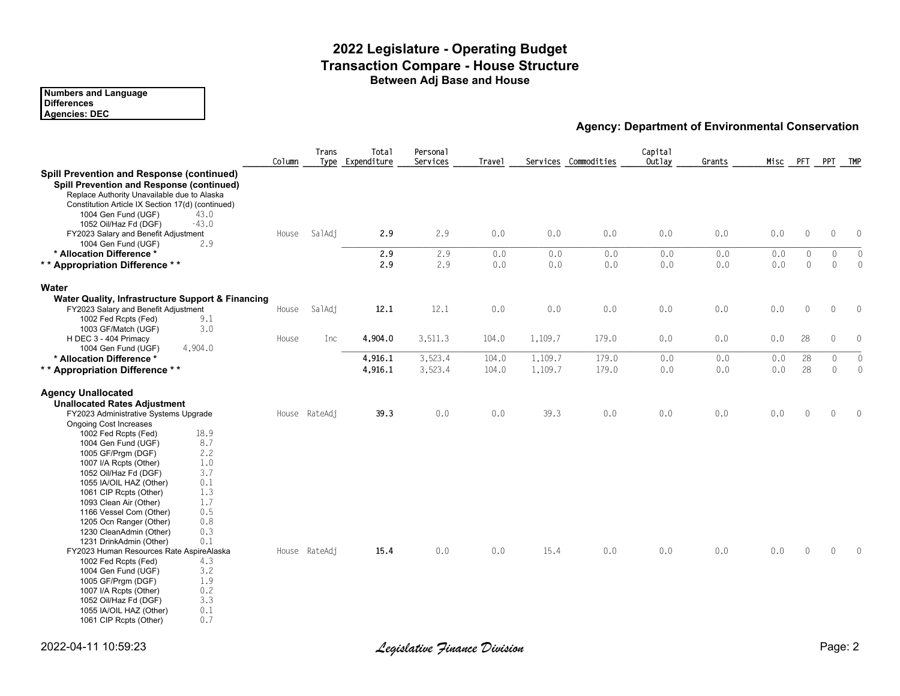# 2022 Legislature - Operating Budget
## Transaction Compare - House Structure
### Between Adj Base and House

**Numbers and Language Differences**
**Agencies: DEC**

**Agency: Department of Environmental Conservation**

| | Column | Trans Type | Total Expenditure | Personal Services | Travel | Services | Commodities | Capital Outlay | Grants | Misc | PFT | PPT | TMP |
|---|---|---|---|---|---|---|---|---|---|---|---|---|---|
| **Spill Prevention and Response (continued)** | | | | | | | | | | | | | |
| **Spill Prevention and Response (continued)** | | | | | | | | | | | | | |
| Replace Authority Unavailable due to Alaska Constitution Article IX Section 17(d) (continued) | | | | | | | | | | | | | |
| 1004 Gen Fund (UGF) 43.0 | | | | | | | | | | | | | |
| 1052 Oil/Haz Fd (DGF) -43.0 | | | | | | | | | | | | | |
| FY2023 Salary and Benefit Adjustment | House | SalAdj | **2.9** | 2.9 | 0.0 | 0.0 | 0.0 | 0.0 | 0.0 | 0.0 | 0 | 0 | 0 |
| 1004 Gen Fund (UGF) 2.9 | | | | | | | | | | | | | |
| **\* Allocation Difference \*** | | | **2.9** | 2.9 | 0.0 | 0.0 | 0.0 | 0.0 | 0.0 | 0.0 | 0 | 0 | 0 |
| **\* \* Appropriation Difference \* \*** | | | **2.9** | 2.9 | 0.0 | 0.0 | 0.0 | 0.0 | 0.0 | 0.0 | 0 | 0 | 0 |
| **Water** | | | | | | | | | | | | | |
| **Water Quality, Infrastructure Support & Financing** | | | | | | | | | | | | | |
| FY2023 Salary and Benefit Adjustment | House | SalAdj | **12.1** | 12.1 | 0.0 | 0.0 | 0.0 | 0.0 | 0.0 | 0.0 | 0 | 0 | 0 |
| 1002 Fed Rcpts (Fed) 9.1 | | | | | | | | | | | | | |
| 1003 GF/Match (UGF) 3.0 | | | | | | | | | | | | | |
| H DEC 3 - 404 Primacy | House | Inc | **4,904.0** | 3,511.3 | 104.0 | 1,109.7 | 179.0 | 0.0 | 0.0 | 0.0 | 28 | 0 | 0 |
| 1004 Gen Fund (UGF) 4,904.0 | | | | | | | | | | | | | |
| **\* Allocation Difference \*** | | | **4,916.1** | 3,523.4 | 104.0 | 1,109.7 | 179.0 | 0.0 | 0.0 | 0.0 | 28 | 0 | 0 |
| **\* \* Appropriation Difference \* \*** | | | **4,916.1** | 3,523.4 | 104.0 | 1,109.7 | 179.0 | 0.0 | 0.0 | 0.0 | 28 | 0 | 0 |
| **Agency Unallocated** | | | | | | | | | | | | | |
| **Unallocated Rates Adjustment** | | | | | | | | | | | | | |
| FY2023 Administrative Systems Upgrade Ongoing Cost Increases | House | RateAdj | **39.3** | 0.0 | 0.0 | 39.3 | 0.0 | 0.0 | 0.0 | 0.0 | 0 | 0 | 0 |
| 1002 Fed Rcpts (Fed) 18.9 | | | | | | | | | | | | | |
| 1004 Gen Fund (UGF) 8.7 | | | | | | | | | | | | | |
| 1005 GF/Prgm (DGF) 2.2 | | | | | | | | | | | | | |
| 1007 I/A Rcpts (Other) 1.0 | | | | | | | | | | | | | |
| 1052 Oil/Haz Fd (DGF) 3.7 | | | | | | | | | | | | | |
| 1055 IA/OIL HAZ (Other) 0.1 | | | | | | | | | | | | | |
| 1061 CIP Rcpts (Other) 1.3 | | | | | | | | | | | | | |
| 1093 Clean Air (Other) 1.7 | | | | | | | | | | | | | |
| 1166 Vessel Com (Other) 0.5 | | | | | | | | | | | | | |
| 1205 Ocn Ranger (Other) 0.8 | | | | | | | | | | | | | |
| 1230 CleanAdmin (Other) 0.3 | | | | | | | | | | | | | |
| 1231 DrinkAdmin (Other) 0.1 | | | | | | | | | | | | | |
| FY2023 Human Resources Rate AspireAlaska | House | RateAdj | **15.4** | 0.0 | 0.0 | 15.4 | 0.0 | 0.0 | 0.0 | 0.0 | 0 | 0 | 0 |
| 1002 Fed Rcpts (Fed) 4.3 | | | | | | | | | | | | | |
| 1004 Gen Fund (UGF) 3.2 | | | | | | | | | | | | | |
| 1005 GF/Prgm (DGF) 1.9 | | | | | | | | | | | | | |
| 1007 I/A Rcpts (Other) 0.2 | | | | | | | | | | | | | |
| 1052 Oil/Haz Fd (DGF) 3.3 | | | | | | | | | | | | | |
| 1055 IA/OIL HAZ (Other) 0.1 | | | | | | | | | | | | | |
| 1061 CIP Rcpts (Other) 0.7 | | | | | | | | | | | | | |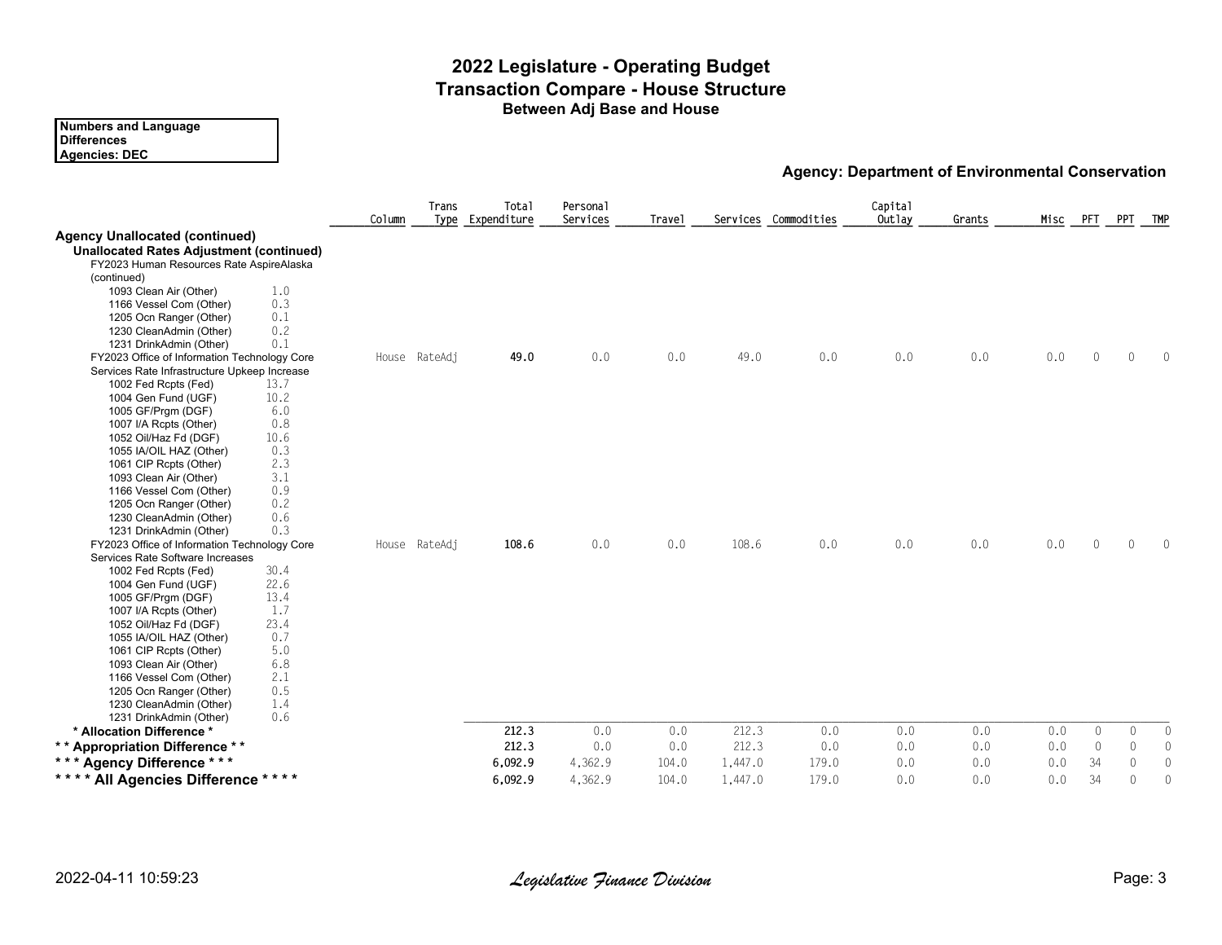# 2022 Legislature - Operating Budget
## Transaction Compare - House Structure
### Between Adj Base and House

**Numbers and Language Differences**
**Agencies: DEC**

**Agency: Department of Environmental Conservation**

| | Column | Trans Type | Total Expenditure | Personal Services | Travel | Services | Commodities | Capital Outlay | Grants | Misc | PFT | PPT | TMP |
|---|---|---|---|---|---|---|---|---|---|---|---|---|---|
| **Agency Unallocated (continued)** | | | | | | | | | | | | | |
| **Unallocated Rates Adjustment (continued)** | | | | | | | | | | | | | |
| FY2023 Human Resources Rate AspireAlaska (continued) | | | | | | | | | | | | | |
| 1093 Clean Air (Other) 1.0 | | | | | | | | | | | | | |
| 1166 Vessel Com (Other) 0.3 | | | | | | | | | | | | | |
| 1205 Ocn Ranger (Other) 0.1 | | | | | | | | | | | | | |
| 1230 CleanAdmin (Other) 0.2 | | | | | | | | | | | | | |
| 1231 DrinkAdmin (Other) 0.1 | | | | | | | | | | | | | |
| FY2023 Office of Information Technology Core Services Rate Infrastructure Upkeep Increase | House | RateAdj | **49.0** | 0.0 | 0.0 | 49.0 | 0.0 | 0.0 | 0.0 | 0.0 | 0 | 0 | 0 |
| 1002 Fed Rcpts (Fed) 13.7 | | | | | | | | | | | | | |
| 1004 Gen Fund (UGF) 10.2 | | | | | | | | | | | | | |
| 1005 GF/Prgm (DGF) 6.0 | | | | | | | | | | | | | |
| 1007 I/A Rcpts (Other) 0.8 | | | | | | | | | | | | | |
| 1052 Oil/Haz Fd (DGF) 10.6 | | | | | | | | | | | | | |
| 1055 IA/OIL HAZ (Other) 0.3 | | | | | | | | | | | | | |
| 1061 CIP Rcpts (Other) 2.3 | | | | | | | | | | | | | |
| 1093 Clean Air (Other) 3.1 | | | | | | | | | | | | | |
| 1166 Vessel Com (Other) 0.9 | | | | | | | | | | | | | |
| 1205 Ocn Ranger (Other) 0.2 | | | | | | | | | | | | | |
| 1230 CleanAdmin (Other) 0.6 | | | | | | | | | | | | | |
| 1231 DrinkAdmin (Other) 0.3 | | | | | | | | | | | | | |
| FY2023 Office of Information Technology Core Services Rate Software Increases | House | RateAdj | **108.6** | 0.0 | 0.0 | 108.6 | 0.0 | 0.0 | 0.0 | 0.0 | 0 | 0 | 0 |
| 1002 Fed Rcpts (Fed) 30.4 | | | | | | | | | | | | | |
| 1004 Gen Fund (UGF) 22.6 | | | | | | | | | | | | | |
| 1005 GF/Prgm (DGF) 13.4 | | | | | | | | | | | | | |
| 1007 I/A Rcpts (Other) 1.7 | | | | | | | | | | | | | |
| 1052 Oil/Haz Fd (DGF) 23.4 | | | | | | | | | | | | | |
| 1055 IA/OIL HAZ (Other) 0.7 | | | | | | | | | | | | | |
| 1061 CIP Rcpts (Other) 5.0 | | | | | | | | | | | | | |
| 1093 Clean Air (Other) 6.8 | | | | | | | | | | | | | |
| 1166 Vessel Com (Other) 2.1 | | | | | | | | | | | | | |
| 1205 Ocn Ranger (Other) 0.5 | | | | | | | | | | | | | |
| 1230 CleanAdmin (Other) 1.4 | | | | | | | | | | | | | |
| 1231 DrinkAdmin (Other) 0.6 | | | | | | | | | | | | | |
| **\* Allocation Difference \*** | | | **212.3** | 0.0 | 0.0 | 212.3 | 0.0 | 0.0 | 0.0 | 0.0 | 0 | 0 | 0 |
| **\* \* Appropriation Difference \* \*** | | | **212.3** | 0.0 | 0.0 | 212.3 | 0.0 | 0.0 | 0.0 | 0.0 | 0 | 0 | 0 |
| **\* \* \* Agency Difference \* \* \*** | | | **6,092.9** | 4,362.9 | 104.0 | 1,447.0 | 179.0 | 0.0 | 0.0 | 0.0 | 34 | 0 | 0 |
| **\* \* \* \* All Agencies Difference \* \* \* \*** | | | **6,092.9** | 4,362.9 | 104.0 | 1,447.0 | 179.0 | 0.0 | 0.0 | 0.0 | 34 | 0 | 0 |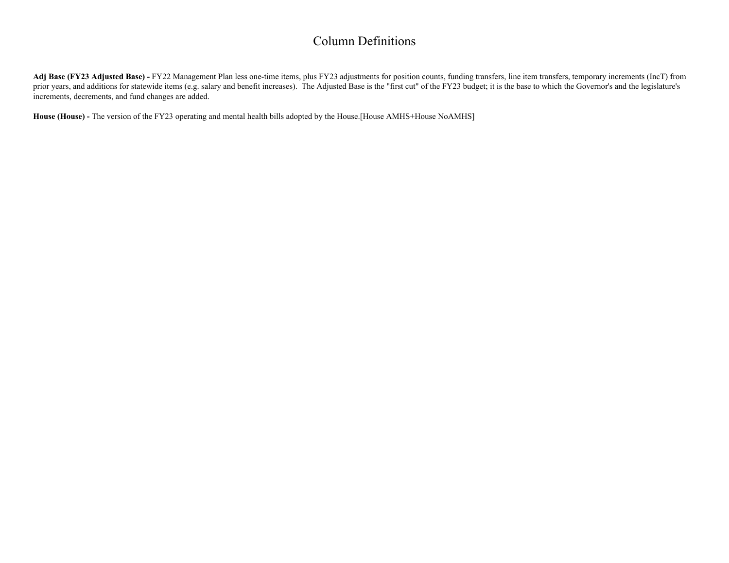# Column Definitions

**Adj Base (FY23 Adjusted Base) -** FY22 Management Plan less one-time items, plus FY23 adjustments for position counts, funding transfers, line item transfers, temporary increments (IncT) from prior years, and additions for statewide items (e.g. salary and benefit increases). The Adjusted Base is the "first cut" of the FY23 budget; it is the base to which the Governor's and the legislature's increments, decrements, and fund changes are added.

**House (House) -** The version of the FY23 operating and mental health bills adopted by the House.[House AMHS+House NoAMHS]